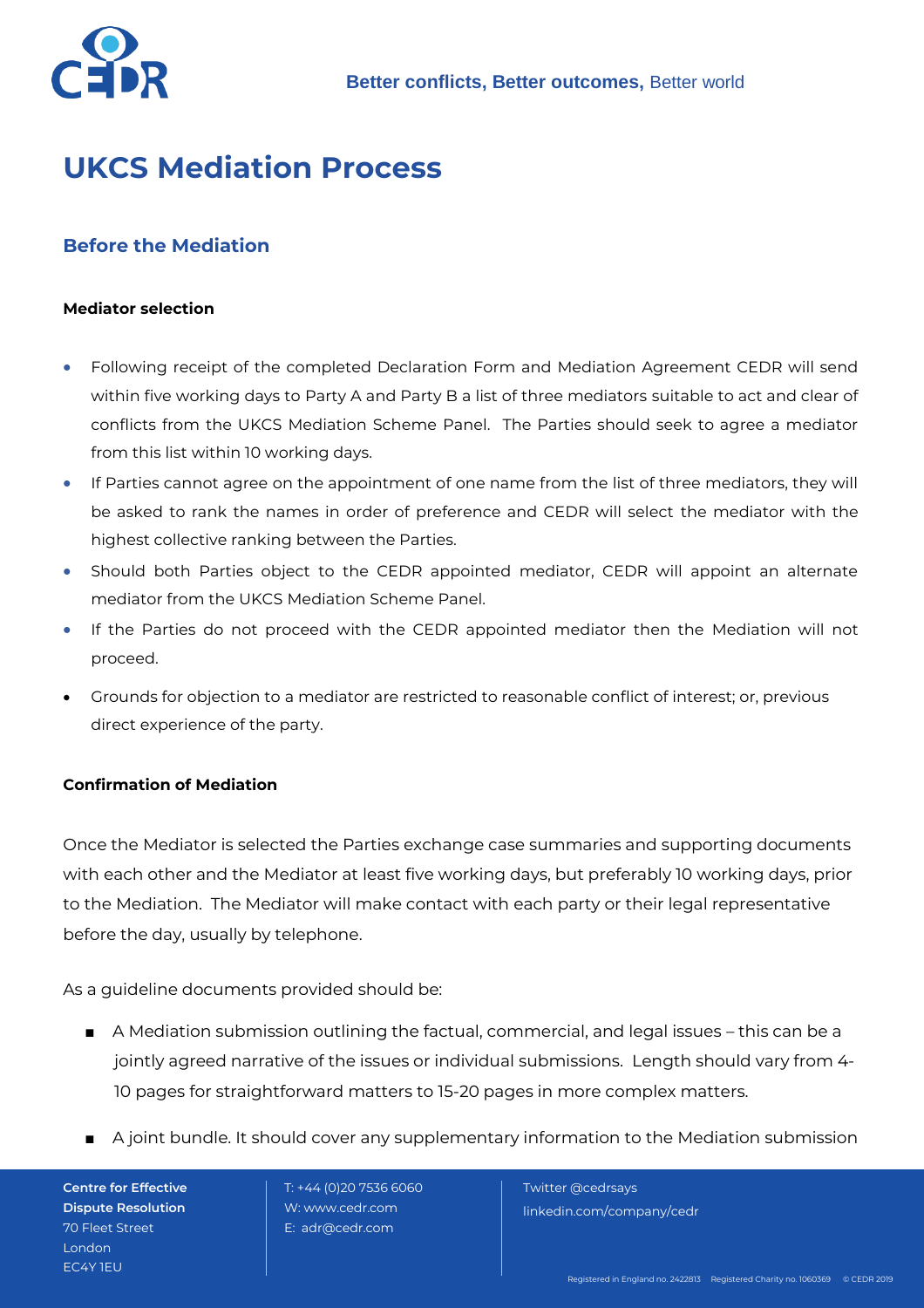# UKCS Mediation Process

## Before the Mediation

### Mediator selection

- Following receipt of the completed Declaration Form and Mediation Agreement CEDR will send within five working days to Party A and Party B a list of three mediators suitable to act and clear of conflicts from the UKCS Mediation Scheme Panel. The Parties should seek to agree a mediator from this list within 10 working days.
- If Parties cannot agree on the appointment of one name from the list of three mediators, they will be asked to rank the names in order of preference and CEDR will select the mediator with the highest collective ranking between the Parties.
- Should both Parties object to the CEDR appointed mediator, CEDR will appoint an alternate mediator from the UKCS Mediation Scheme Panel.
- If the Parties do not proceed with the CEDR appointed mediator then the Mediation will not proceed.
- Grounds for objection to a mediator are restricted to reasonable conflict of interest; or, previous direct experience of the party.

### Confirmation of Mediation

Once the Mediator is selected the Parties exchange case summaries and supporting documents with each other and the Mediator at least five working days, but preferably 10 working days, prior to the Mediation. The Mediator will make contact with each party or their legal representative before the day, usually by telephone.

As a guideline documents provided should be:

- A Mediation submission outlining the factual, commercial, and legal issues – this can be a jointly agreed narrative of the issues or individual submissions. Length should vary from 4-10 pages for straightforward matters to 15-20 pages in more complex matters.
- A joint bundle. It should cover any supplementary information to the Mediation submission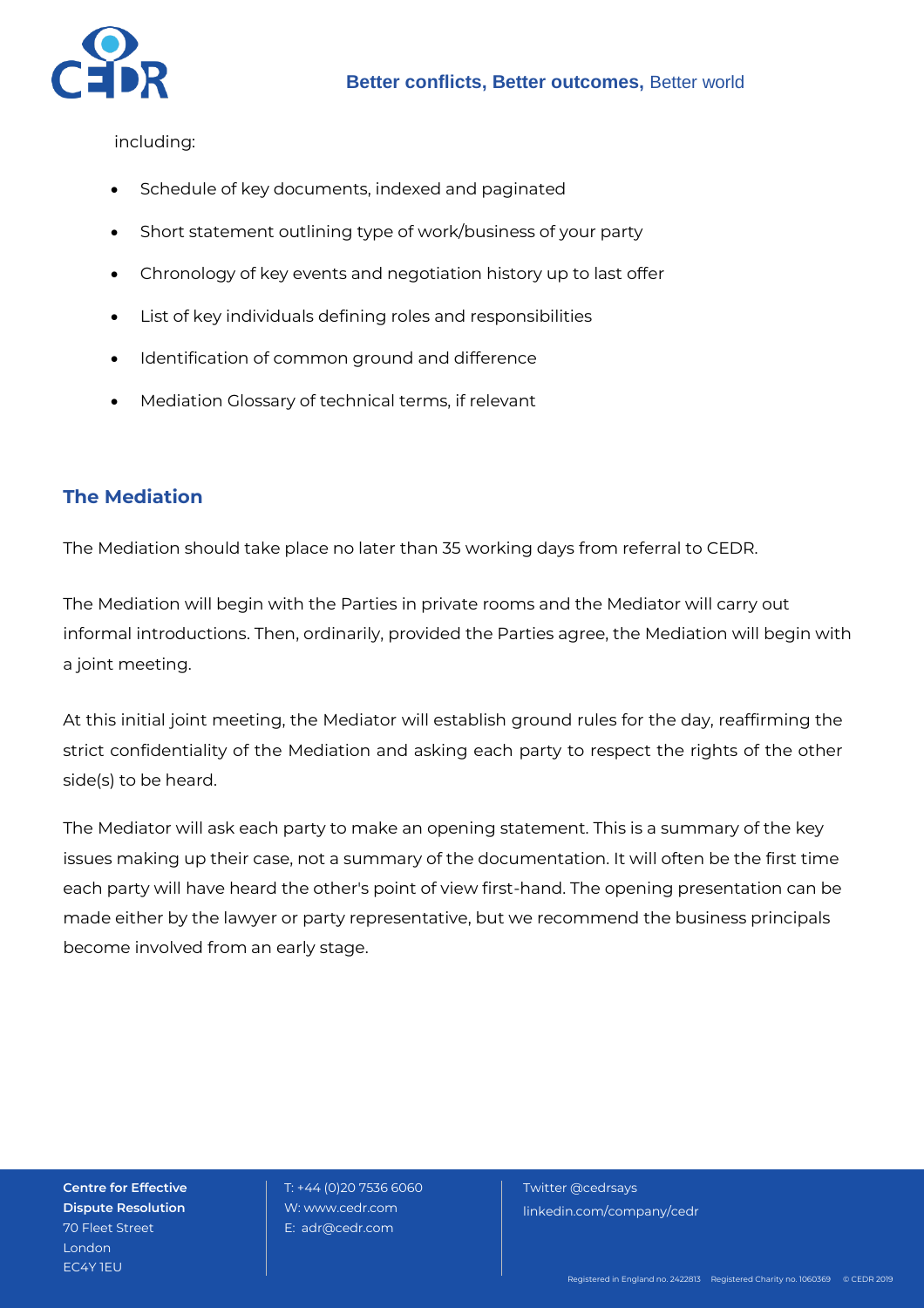including:

- Schedule of key documents, indexed and paginated
- Short statement outlining type of work/business of your party
- Chronology of key events and negotiation history up to last offer
- List of key individuals defining roles and responsibilities
- Identification of common ground and difference
- Mediation Glossary of technical terms, if relevant

## The Mediation

The Mediation should take place no later than 35 working days from referral to CEDR.

The Mediation will begin with the Parties in private rooms and the Mediator will carry out informal introductions. Then, ordinarily, provided the Parties agree, the Mediation will begin with a joint meeting.

At this initial joint meeting, the Mediator will establish ground rules for the day, reaffirming the strict confidentiality of the Mediation and asking each party to respect the rights of the other side(s) to be heard.

The Mediator will ask each party to make an opening statement. This is a summary of the key issues making up their case, not a summary of the documentation. It will often be the first time each party will have heard the other's point of view first-hand. The opening presentation can be made either by the lawyer or party representative, but we recommend the business principals become involved from an early stage.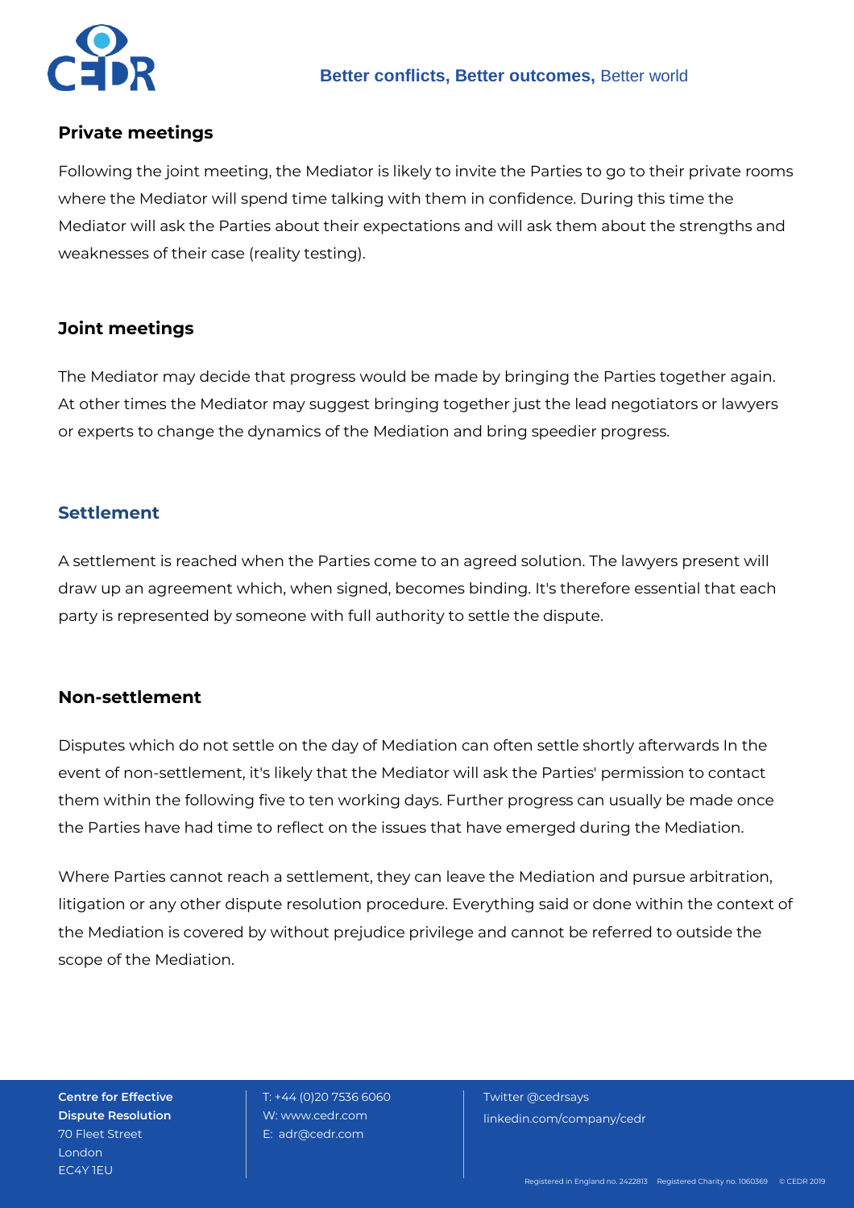## Private meetings

Following the joint meeting, the Mediator is likely to invite the Parties to go to their private rooms where the Mediator will spend time talking with them in confidence. During this time the Mediator will ask the Parties about their expectations and will ask them about the strengths and weaknesses of their case (reality testing).

## Joint meetings

The Mediator may decide that progress would be made by bringing the Parties together again. At other times the Mediator may suggest bringing together just the lead negotiators or lawyers or experts to change the dynamics of the Mediation and bring speedier progress.

## Settlement

A settlement is reached when the Parties come to an agreed solution. The lawyers present will draw up an agreement which, when signed, becomes binding. It's therefore essential that each party is represented by someone with full authority to settle the dispute.

## Non-settlement

Disputes which do not settle on the day of Mediation can often settle shortly afterwards In the event of non-settlement, it's likely that the Mediator will ask the Parties' permission to contact them within the following five to ten working days. Further progress can usually be made once the Parties have had time to reflect on the issues that have emerged during the Mediation.

Where Parties cannot reach a settlement, they can leave the Mediation and pursue arbitration, litigation or any other dispute resolution procedure. Everything said or done within the context of the Mediation is covered by without prejudice privilege and cannot be referred to outside the scope of the Mediation.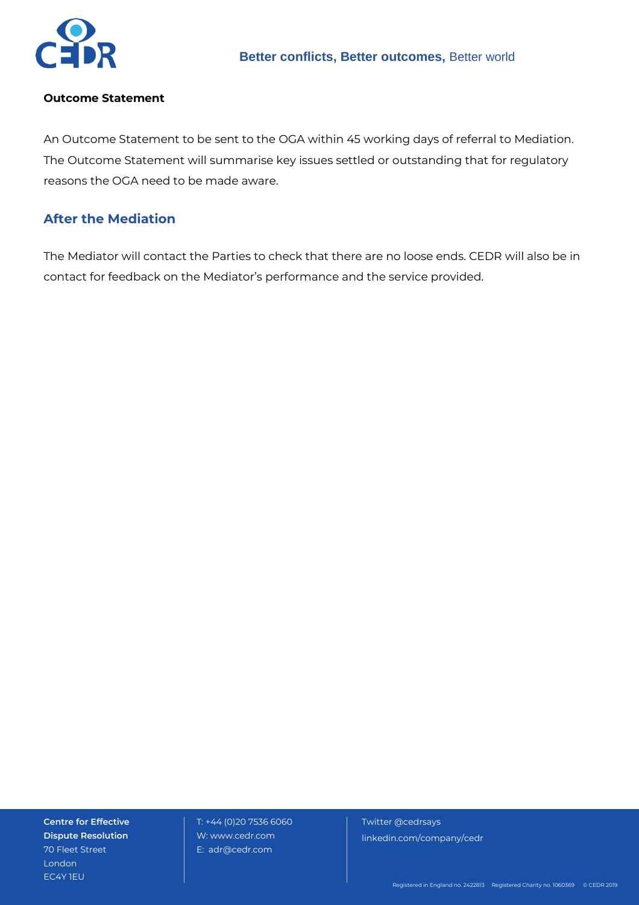**Outcome Statement**

An Outcome Statement to be sent to the OGA within 45 working days of referral to Mediation. The Outcome Statement will summarise key issues settled or outstanding that for regulatory reasons the OGA need to be made aware.

## After the Mediation

The Mediator will contact the Parties to check that there are no loose ends. CEDR will also be in contact for feedback on the Mediator's performance and the service provided.